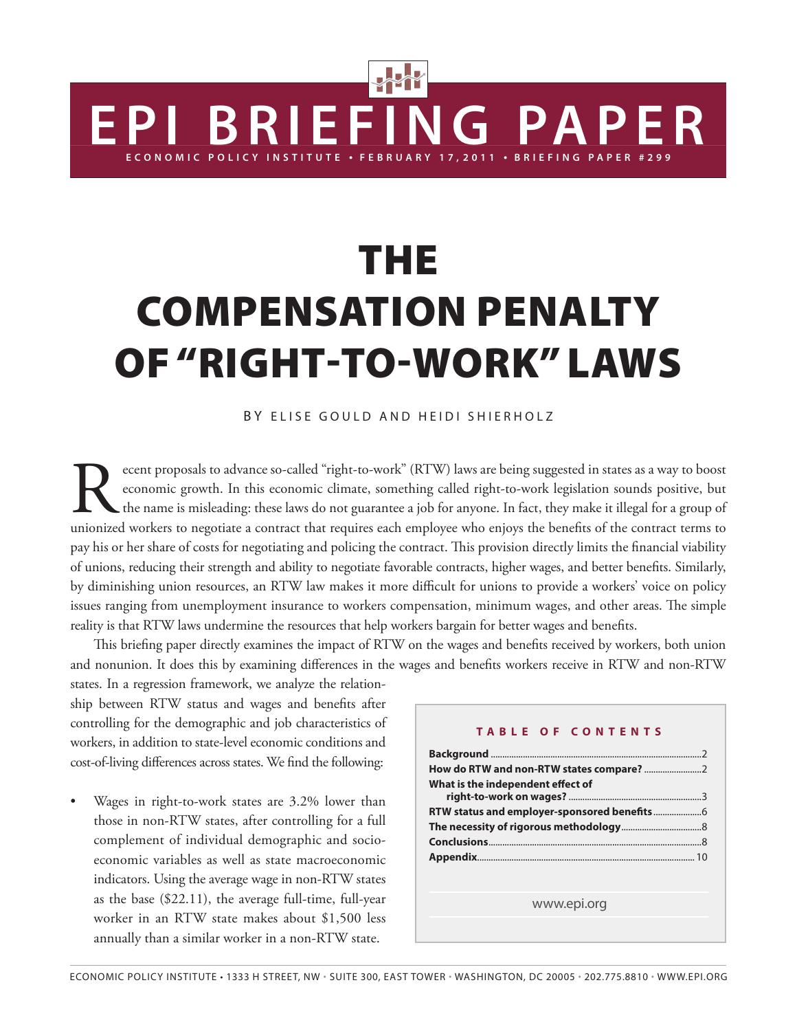# EPI BRIEFING PAPER

ECONOMIC POLICY INSTITUTE • FEBRUARY 17, 2011 • BRIEFING PAPER #299

# THE COMPENSATION PENALTY OF "RIGHT-TO-WORK" LAWS

BY ELISE GOULD AND HEIDI SHIERHOLZ

Recent proposals to advance so-called "right-to-work" (RTW) laws are being suggested in states as a way to boost economic growth. In this economic climate, something called right-to-work legislation sounds positive, but the name is misleading: these laws do not guarantee a job for anyone. In fact, they make it illegal for a group of unionized workers to negotiate a contract that requires each employee who enjoys the benefits of the contract terms to pay his or her share of costs for negotiating and policing the contract. This provision directly limits the financial viability of unions, reducing their strength and ability to negotiate favorable contracts, higher wages, and better benefits. Similarly, by diminishing union resources, an RTW law makes it more difficult for unions to provide a workers' voice on policy issues ranging from unemployment insurance to workers compensation, minimum wages, and other areas. The simple reality is that RTW laws undermine the resources that help workers bargain for better wages and benefits.

This briefing paper directly examines the impact of RTW on the wages and benefits received by workers, both union and nonunion. It does this by examining differences in the wages and benefits workers receive in RTW and non-RTW states. In a regression framework, we analyze the relationship between RTW status and wages and benefits after controlling for the demographic and job characteristics of workers, in addition to state-level economic conditions and cost-of-living differences across states. We find the following:

- Wages in right-to-work states are 3.2% lower than those in non-RTW states, after controlling for a full complement of individual demographic and socioeconomic variables as well as state macroeconomic indicators. Using the average wage in non-RTW states as the base ($22.11), the average full-time, full-year worker in an RTW state makes about $1,500 less annually than a similar worker in a non-RTW state.

**TABLE OF CONTENTS**

- **Background** ...... 2
- **How do RTW and non-RTW states compare?** ...... 2
- **What is the independent effect of right-to-work on wages?** ...... 3
- **RTW status and employer-sponsored benefits** ...... 6
- **The necessity of rigorous methodology** ...... 8
- **Conclusions** ...... 8
- **Appendix** ...... 10

www.epi.org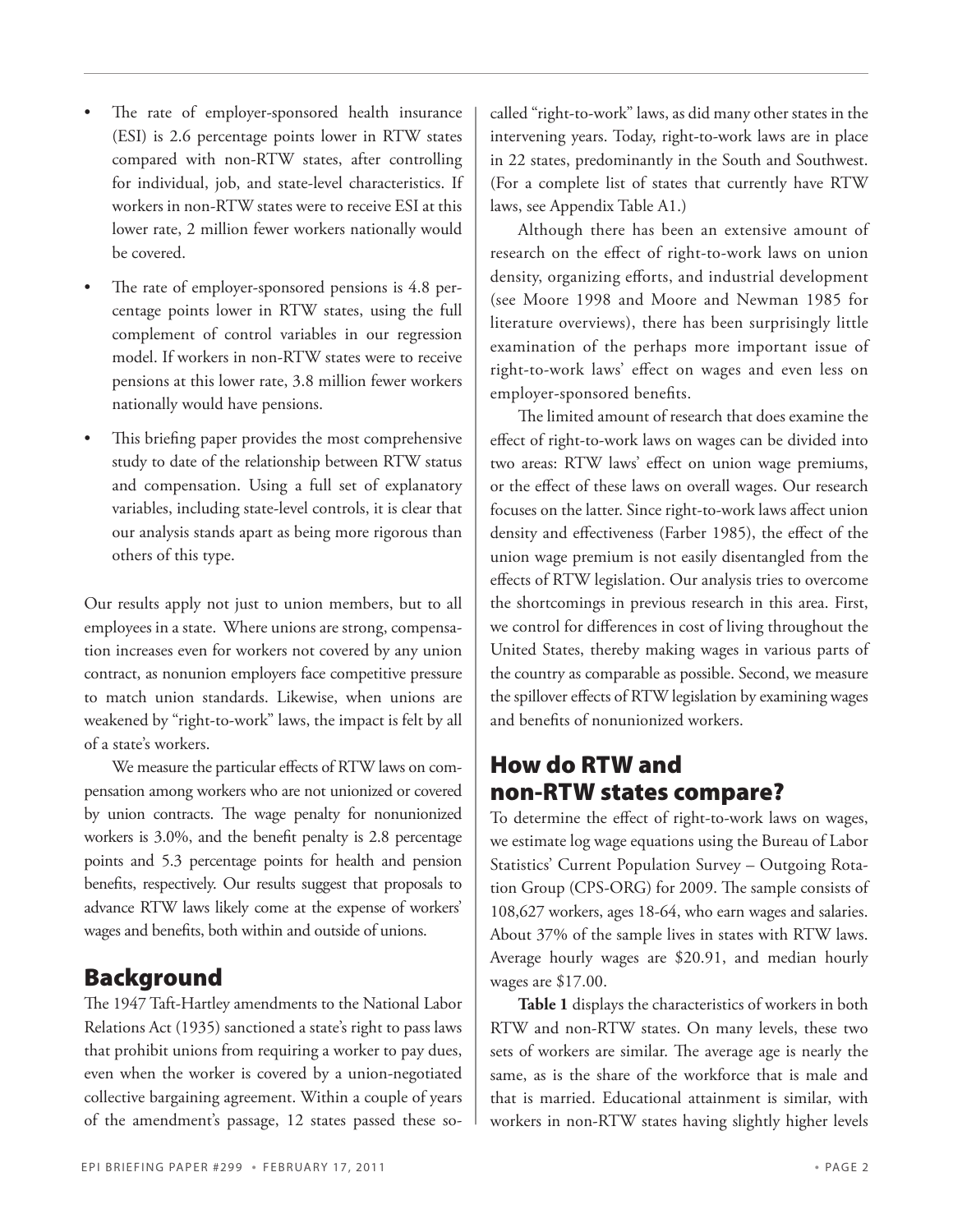- The rate of employer-sponsored health insurance (ESI) is 2.6 percentage points lower in RTW states compared with non-RTW states, after controlling for individual, job, and state-level characteristics. If workers in non-RTW states were to receive ESI at this lower rate, 2 million fewer workers nationally would be covered.
- The rate of employer-sponsored pensions is 4.8 percentage points lower in RTW states, using the full complement of control variables in our regression model. If workers in non-RTW states were to receive pensions at this lower rate, 3.8 million fewer workers nationally would have pensions.
- This briefing paper provides the most comprehensive study to date of the relationship between RTW status and compensation. Using a full set of explanatory variables, including state-level controls, it is clear that our analysis stands apart as being more rigorous than others of this type.

Our results apply not just to union members, but to all employees in a state. Where unions are strong, compensation increases even for workers not covered by any union contract, as nonunion employers face competitive pressure to match union standards. Likewise, when unions are weakened by "right-to-work" laws, the impact is felt by all of a state's workers.

We measure the particular effects of RTW laws on compensation among workers who are not unionized or covered by union contracts. The wage penalty for nonunionized workers is 3.0%, and the benefit penalty is 2.8 percentage points and 5.3 percentage points for health and pension benefits, respectively. Our results suggest that proposals to advance RTW laws likely come at the expense of workers' wages and benefits, both within and outside of unions.

## Background

The 1947 Taft-Hartley amendments to the National Labor Relations Act (1935) sanctioned a state's right to pass laws that prohibit unions from requiring a worker to pay dues, even when the worker is covered by a union-negotiated collective bargaining agreement. Within a couple of years of the amendment's passage, 12 states passed these so-called "right-to-work" laws, as did many other states in the intervening years. Today, right-to-work laws are in place in 22 states, predominantly in the South and Southwest. (For a complete list of states that currently have RTW laws, see Appendix Table A1.)

Although there has been an extensive amount of research on the effect of right-to-work laws on union density, organizing efforts, and industrial development (see Moore 1998 and Moore and Newman 1985 for literature overviews), there has been surprisingly little examination of the perhaps more important issue of right-to-work laws' effect on wages and even less on employer-sponsored benefits.

The limited amount of research that does examine the effect of right-to-work laws on wages can be divided into two areas: RTW laws' effect on union wage premiums, or the effect of these laws on overall wages. Our research focuses on the latter. Since right-to-work laws affect union density and effectiveness (Farber 1985), the effect of the union wage premium is not easily disentangled from the effects of RTW legislation. Our analysis tries to overcome the shortcomings in previous research in this area. First, we control for differences in cost of living throughout the United States, thereby making wages in various parts of the country as comparable as possible. Second, we measure the spillover effects of RTW legislation by examining wages and benefits of nonunionized workers.

## How do RTW and non-RTW states compare?

To determine the effect of right-to-work laws on wages, we estimate log wage equations using the Bureau of Labor Statistics' Current Population Survey – Outgoing Rotation Group (CPS-ORG) for 2009. The sample consists of 108,627 workers, ages 18-64, who earn wages and salaries. About 37% of the sample lives in states with RTW laws. Average hourly wages are $20.91, and median hourly wages are $17.00.

**Table 1** displays the characteristics of workers in both RTW and non-RTW states. On many levels, these two sets of workers are similar. The average age is nearly the same, as is the share of the workforce that is male and that is married. Educational attainment is similar, with workers in non-RTW states having slightly higher levels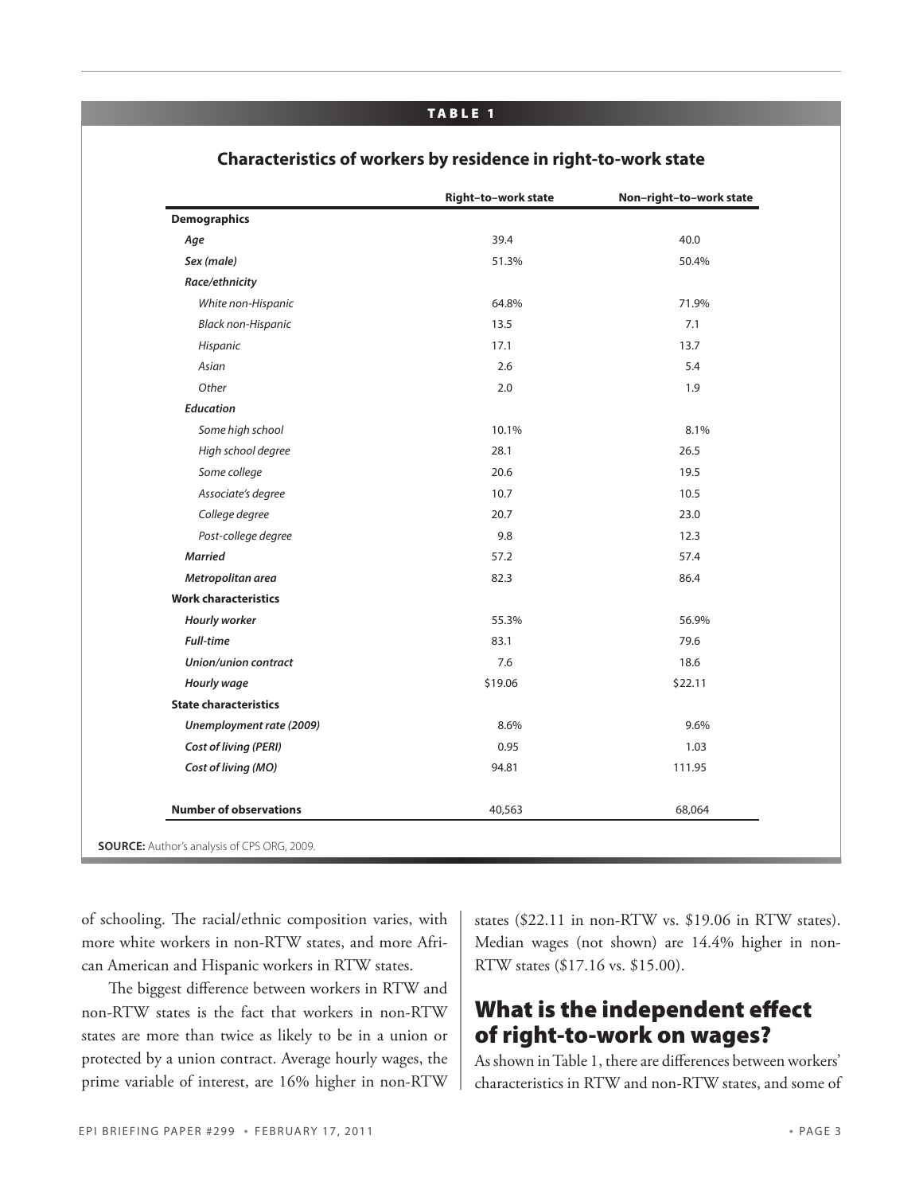**TABLE 1**

**Characteristics of workers by residence in right-to-work state**

| | Right–to–work state | Non–right–to–work state |
|---|---|---|
| **Demographics** | | |
| ***Age*** | 39.4 | 40.0 |
| ***Sex (male)*** | 51.3% | 50.4% |
| ***Race/ethnicity*** | | |
| *White non-Hispanic* | 64.8% | 71.9% |
| *Black non-Hispanic* | 13.5 | 7.1 |
| *Hispanic* | 17.1 | 13.7 |
| *Asian* | 2.6 | 5.4 |
| *Other* | 2.0 | 1.9 |
| ***Education*** | | |
| *Some high school* | 10.1% | 8.1% |
| *High school degree* | 28.1 | 26.5 |
| *Some college* | 20.6 | 19.5 |
| *Associate's degree* | 10.7 | 10.5 |
| *College degree* | 20.7 | 23.0 |
| *Post-college degree* | 9.8 | 12.3 |
| ***Married*** | 57.2 | 57.4 |
| ***Metropolitan area*** | 82.3 | 86.4 |
| **Work characteristics** | | |
| ***Hourly worker*** | 55.3% | 56.9% |
| ***Full-time*** | 83.1 | 79.6 |
| ***Union/union contract*** | 7.6 | 18.6 |
| ***Hourly wage*** | $19.06 | $22.11 |
| **State characteristics** | | |
| ***Unemployment rate (2009)*** | 8.6% | 9.6% |
| ***Cost of living (PERI)*** | 0.95 | 1.03 |
| ***Cost of living (MO)*** | 94.81 | 111.95 |
| **Number of observations** | 40,563 | 68,064 |

**SOURCE:** Author's analysis of CPS ORG, 2009.

of schooling. The racial/ethnic composition varies, with more white workers in non-RTW states, and more African American and Hispanic workers in RTW states.

The biggest difference between workers in RTW and non-RTW states is the fact that workers in non-RTW states are more than twice as likely to be in a union or protected by a union contract. Average hourly wages, the prime variable of interest, are 16% higher in non-RTW states ($22.11 in non-RTW vs. $19.06 in RTW states). Median wages (not shown) are 14.4% higher in non-RTW states ($17.16 vs. $15.00).

## What is the independent effect of right-to-work on wages?

As shown in Table 1, there are differences between workers' characteristics in RTW and non-RTW states, and some of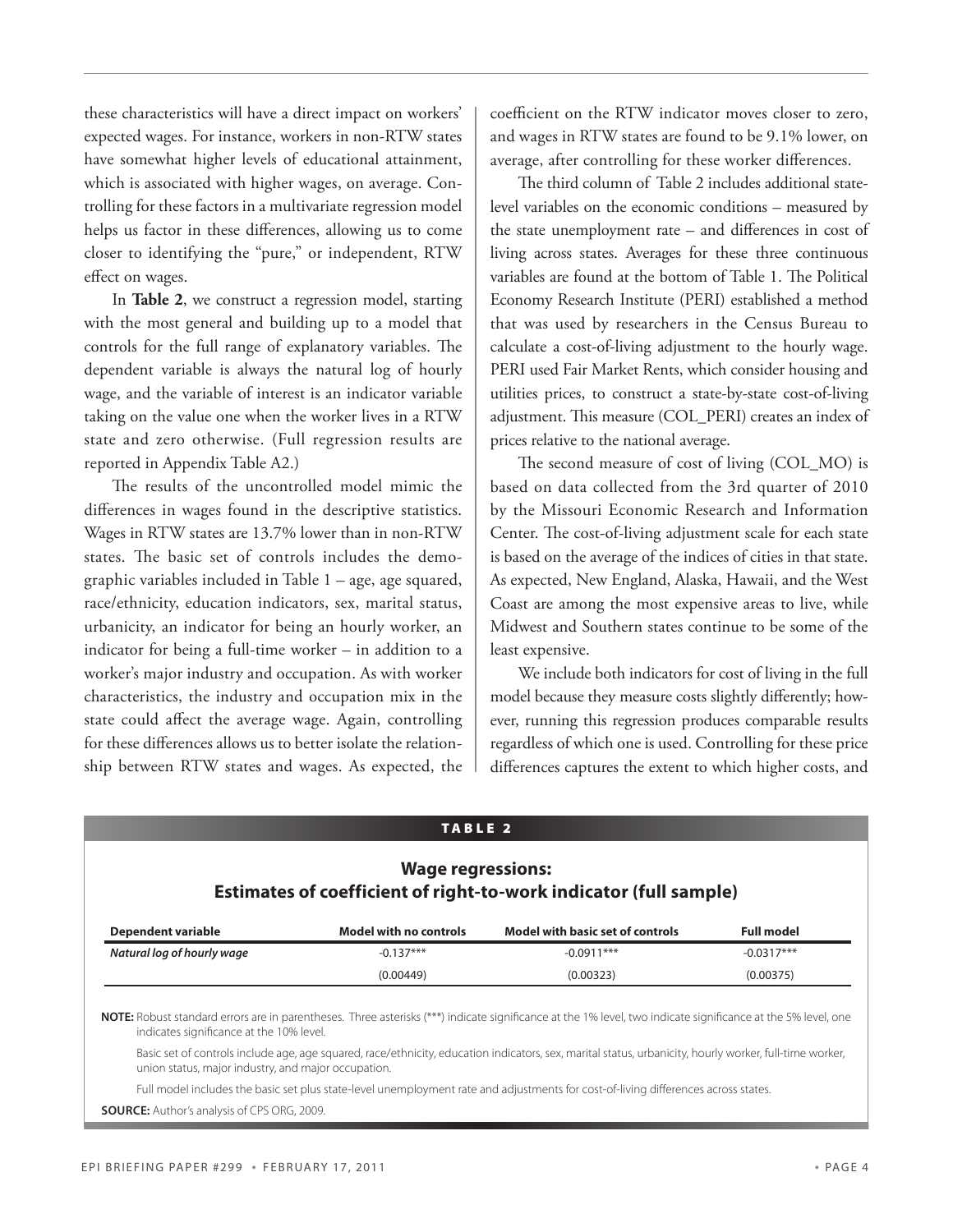these characteristics will have a direct impact on workers' expected wages. For instance, workers in non-RTW states have somewhat higher levels of educational attainment, which is associated with higher wages, on average. Controlling for these factors in a multivariate regression model helps us factor in these differences, allowing us to come closer to identifying the "pure," or independent, RTW effect on wages.

In **Table 2**, we construct a regression model, starting with the most general and building up to a model that controls for the full range of explanatory variables. The dependent variable is always the natural log of hourly wage, and the variable of interest is an indicator variable taking on the value one when the worker lives in a RTW state and zero otherwise. (Full regression results are reported in Appendix Table A2.)

The results of the uncontrolled model mimic the differences in wages found in the descriptive statistics. Wages in RTW states are 13.7% lower than in non-RTW states. The basic set of controls includes the demographic variables included in Table 1 – age, age squared, race/ethnicity, education indicators, sex, marital status, urbanicity, an indicator for being an hourly worker, an indicator for being a full-time worker – in addition to a worker's major industry and occupation. As with worker characteristics, the industry and occupation mix in the state could affect the average wage. Again, controlling for these differences allows us to better isolate the relationship between RTW states and wages. As expected, the coefficient on the RTW indicator moves closer to zero, and wages in RTW states are found to be 9.1% lower, on average, after controlling for these worker differences.

The third column of Table 2 includes additional state-level variables on the economic conditions – measured by the state unemployment rate – and differences in cost of living across states. Averages for these three continuous variables are found at the bottom of Table 1. The Political Economy Research Institute (PERI) established a method that was used by researchers in the Census Bureau to calculate a cost-of-living adjustment to the hourly wage. PERI used Fair Market Rents, which consider housing and utilities prices, to construct a state-by-state cost-of-living adjustment. This measure (COL_PERI) creates an index of prices relative to the national average.

The second measure of cost of living (COL_MO) is based on data collected from the 3rd quarter of 2010 by the Missouri Economic Research and Information Center. The cost-of-living adjustment scale for each state is based on the average of the indices of cities in that state. As expected, New England, Alaska, Hawaii, and the West Coast are among the most expensive areas to live, while Midwest and Southern states continue to be some of the least expensive.

We include both indicators for cost of living in the full model because they measure costs slightly differently; however, running this regression produces comparable results regardless of which one is used. Controlling for these price differences captures the extent to which higher costs, and

**TABLE 2**

## Wage regressions: Estimates of coefficient of right-to-work indicator (full sample)

| Dependent variable | Model with no controls | Model with basic set of controls | Full model |
|---|---|---|---|
| *Natural log of hourly wage* | -0.137*** | -0.0911*** | -0.0317*** |
| | (0.00449) | (0.00323) | (0.00375) |

**NOTE:** Robust standard errors are in parentheses. Three asterisks (***) indicate significance at the 1% level, two indicate significance at the 5% level, one indicates significance at the 10% level.

Basic set of controls include age, age squared, race/ethnicity, education indicators, sex, marital status, urbanicity, hourly worker, full-time worker, union status, major industry, and major occupation.

Full model includes the basic set plus state-level unemployment rate and adjustments for cost-of-living differences across states.

**SOURCE:** Author's analysis of CPS ORG, 2009.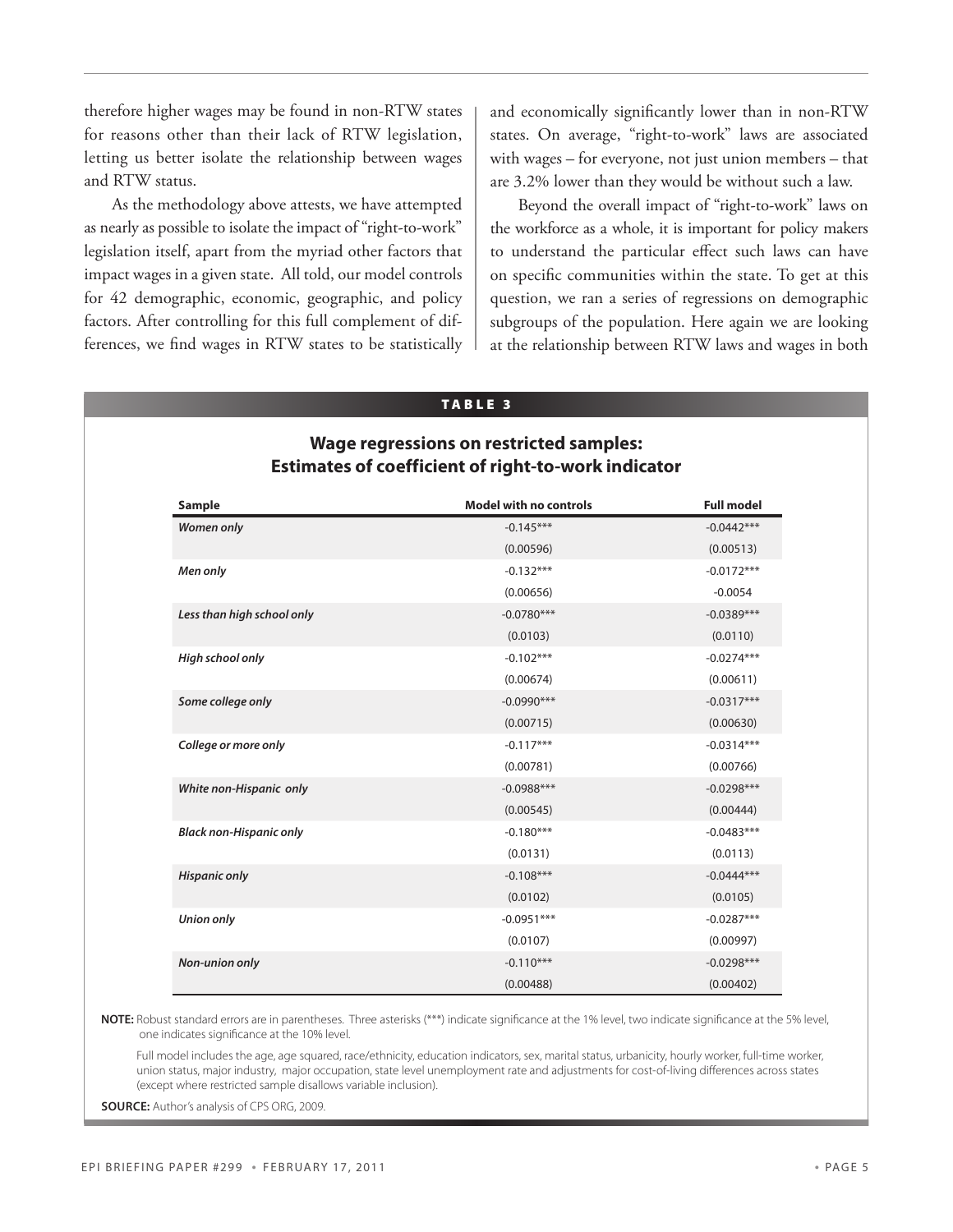therefore higher wages may be found in non-RTW states for reasons other than their lack of RTW legislation, letting us better isolate the relationship between wages and RTW status.

As the methodology above attests, we have attempted as nearly as possible to isolate the impact of "right-to-work" legislation itself, apart from the myriad other factors that impact wages in a given state. All told, our model controls for 42 demographic, economic, geographic, and policy factors. After controlling for this full complement of differences, we find wages in RTW states to be statistically and economically significantly lower than in non-RTW states. On average, "right-to-work" laws are associated with wages – for everyone, not just union members – that are 3.2% lower than they would be without such a law.

Beyond the overall impact of "right-to-work" laws on the workforce as a whole, it is important for policy makers to understand the particular effect such laws can have on specific communities within the state. To get at this question, we ran a series of regressions on demographic subgroups of the population. Here again we are looking at the relationship between RTW laws and wages in both

**TABLE 3**

**Wage regressions on restricted samples: Estimates of coefficient of right-to-work indicator**

| Sample | Model with no controls | Full model |
|---|---|---|
| *Women only* | -0.145*** | -0.0442*** |
| | (0.00596) | (0.00513) |
| *Men only* | -0.132*** | -0.0172*** |
| | (0.00656) | -0.0054 |
| *Less than high school only* | -0.0780*** | -0.0389*** |
| | (0.0103) | (0.0110) |
| *High school only* | -0.102*** | -0.0274*** |
| | (0.00674) | (0.00611) |
| *Some college only* | -0.0990*** | -0.0317*** |
| | (0.00715) | (0.00630) |
| *College or more only* | -0.117*** | -0.0314*** |
| | (0.00781) | (0.00766) |
| *White non-Hispanic only* | -0.0988*** | -0.0298*** |
| | (0.00545) | (0.00444) |
| *Black non-Hispanic only* | -0.180*** | -0.0483*** |
| | (0.0131) | (0.0113) |
| *Hispanic only* | -0.108*** | -0.0444*** |
| | (0.0102) | (0.0105) |
| *Union only* | -0.0951*** | -0.0287*** |
| | (0.0107) | (0.00997) |
| *Non-union only* | -0.110*** | -0.0298*** |
| | (0.00488) | (0.00402) |

**NOTE:** Robust standard errors are in parentheses. Three asterisks (***) indicate significance at the 1% level, two indicate significance at the 5% level, one indicates significance at the 10% level.

Full model includes the age, age squared, race/ethnicity, education indicators, sex, marital status, urbanicity, hourly worker, full-time worker, union status, major industry, major occupation, state level unemployment rate and adjustments for cost-of-living differences across states (except where restricted sample disallows variable inclusion).

**SOURCE:** Author's analysis of CPS ORG, 2009.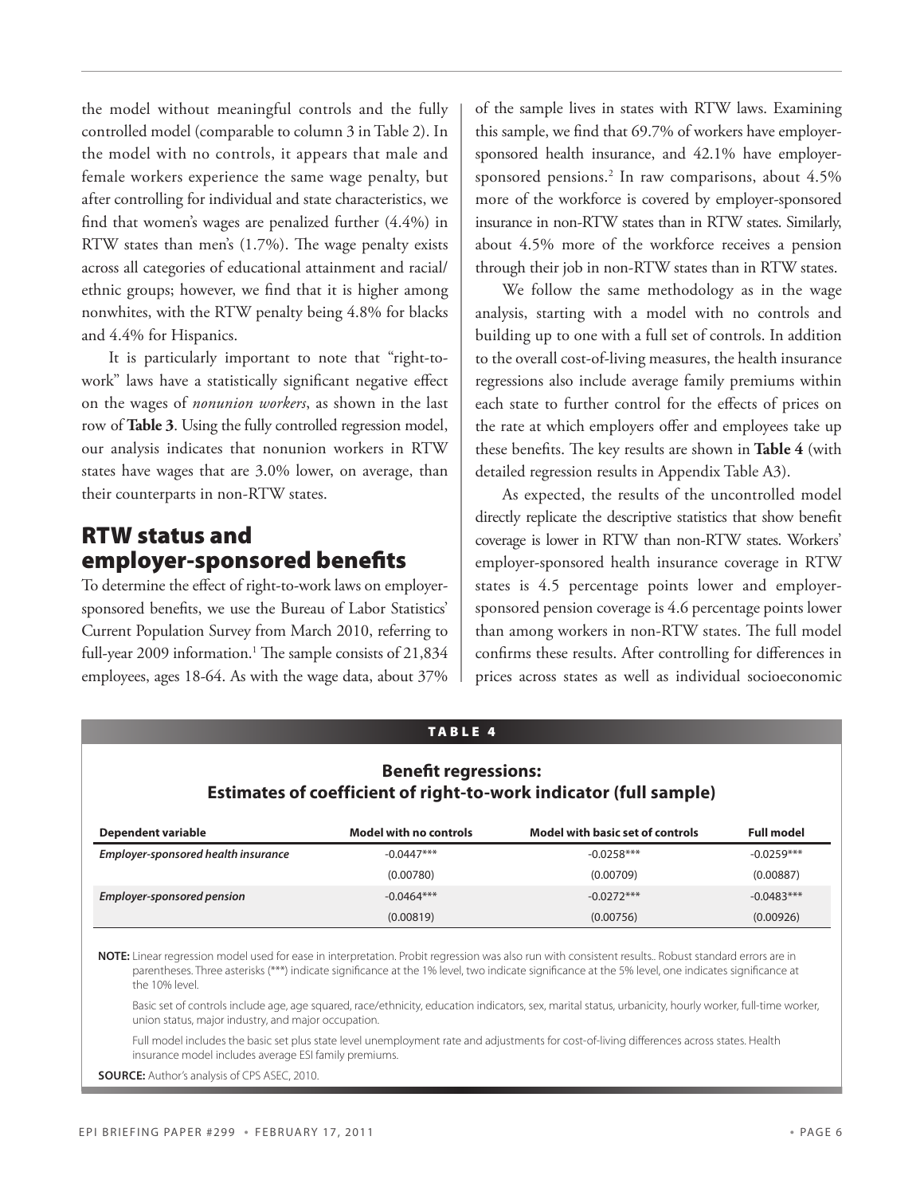the model without meaningful controls and the fully controlled model (comparable to column 3 in Table 2). In the model with no controls, it appears that male and female workers experience the same wage penalty, but after controlling for individual and state characteristics, we find that women's wages are penalized further (4.4%) in RTW states than men's (1.7%). The wage penalty exists across all categories of educational attainment and racial/ethnic groups; however, we find that it is higher among nonwhites, with the RTW penalty being 4.8% for blacks and 4.4% for Hispanics.

It is particularly important to note that "right-to-work" laws have a statistically significant negative effect on the wages of *nonunion workers*, as shown in the last row of **Table 3**. Using the fully controlled regression model, our analysis indicates that nonunion workers in RTW states have wages that are 3.0% lower, on average, than their counterparts in non-RTW states.

## RTW status and employer-sponsored benefits

To determine the effect of right-to-work laws on employer-sponsored benefits, we use the Bureau of Labor Statistics' Current Population Survey from March 2010, referring to full-year 2009 information.[1] The sample consists of 21,834 employees, ages 18-64. As with the wage data, about 37% of the sample lives in states with RTW laws. Examining this sample, we find that 69.7% of workers have employer-sponsored health insurance, and 42.1% have employer-sponsored pensions.[2] In raw comparisons, about 4.5% more of the workforce is covered by employer-sponsored insurance in non-RTW states than in RTW states. Similarly, about 4.5% more of the workforce receives a pension through their job in non-RTW states than in RTW states.

We follow the same methodology as in the wage analysis, starting with a model with no controls and building up to one with a full set of controls. In addition to the overall cost-of-living measures, the health insurance regressions also include average family premiums within each state to further control for the effects of prices on the rate at which employers offer and employees take up these benefits. The key results are shown in **Table 4** (with detailed regression results in Appendix Table A3).

As expected, the results of the uncontrolled model directly replicate the descriptive statistics that show benefit coverage is lower in RTW than non-RTW states. Workers' employer-sponsored health insurance coverage in RTW states is 4.5 percentage points lower and employer-sponsored pension coverage is 4.6 percentage points lower than among workers in non-RTW states. The full model confirms these results. After controlling for differences in prices across states as well as individual socioeconomic

**TABLE 4**

**Benefit regressions: Estimates of coefficient of right-to-work indicator (full sample)**

| Dependent variable | Model with no controls | Model with basic set of controls | Full model |
|---|---|---|---|
| *Employer-sponsored health insurance* | -0.0447*** | -0.0258*** | -0.0259*** |
| | (0.00780) | (0.00709) | (0.00887) |
| *Employer-sponsored pension* | -0.0464*** | -0.0272*** | -0.0483*** |
| | (0.00819) | (0.00756) | (0.00926) |

**NOTE:** Linear regression model used for ease in interpretation. Probit regression was also run with consistent results.. Robust standard errors are in parentheses. Three asterisks (***) indicate significance at the 1% level, two indicate significance at the 5% level, one indicates significance at the 10% level.

Basic set of controls include age, age squared, race/ethnicity, education indicators, sex, marital status, urbanicity, hourly worker, full-time worker, union status, major industry, and major occupation.

Full model includes the basic set plus state level unemployment rate and adjustments for cost-of-living differences across states. Health insurance model includes average ESI family premiums.

**SOURCE:** Author's analysis of CPS ASEC, 2010.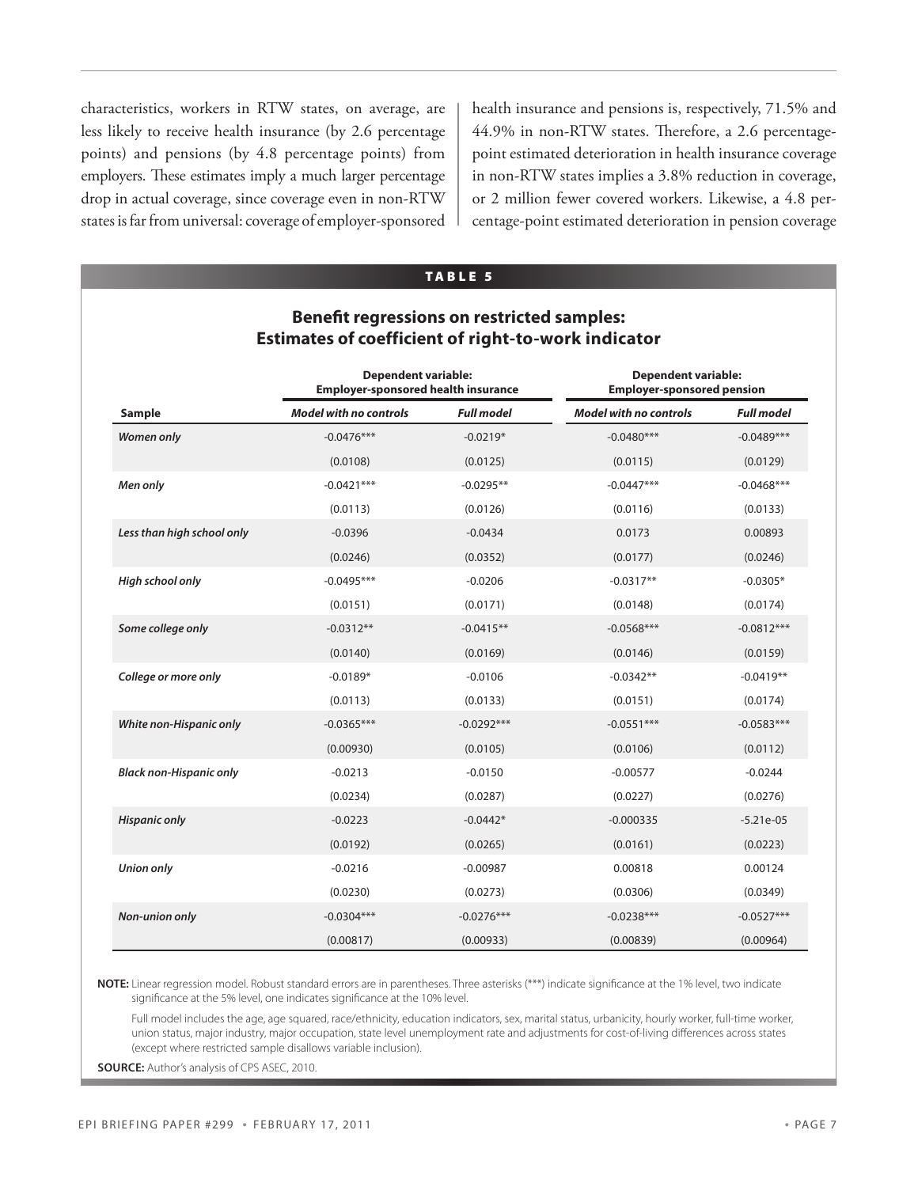characteristics, workers in RTW states, on average, are less likely to receive health insurance (by 2.6 percentage points) and pensions (by 4.8 percentage points) from employers. These estimates imply a much larger percentage drop in actual coverage, since coverage even in non-RTW states is far from universal: coverage of employer-sponsored health insurance and pensions is, respectively, 71.5% and 44.9% in non-RTW states. Therefore, a 2.6 percentage-point estimated deterioration in health insurance coverage in non-RTW states implies a 3.8% reduction in coverage, or 2 million fewer covered workers. Likewise, a 4.8 percentage-point estimated deterioration in pension coverage

**TABLE 5**

**Benefit regressions on restricted samples: Estimates of coefficient of right-to-work indicator**

| | Dependent variable: Employer-sponsored health insurance | | Dependent variable: Employer-sponsored pension | |
|---|---|---|---|---|
| **Sample** | ***Model with no controls*** | ***Full model*** | ***Model with no controls*** | ***Full model*** |
| ***Women only*** | -0.0476*** | -0.0219* | -0.0480*** | -0.0489*** |
| | (0.0108) | (0.0125) | (0.0115) | (0.0129) |
| ***Men only*** | -0.0421*** | -0.0295** | -0.0447*** | -0.0468*** |
| | (0.0113) | (0.0126) | (0.0116) | (0.0133) |
| ***Less than high school only*** | -0.0396 | -0.0434 | 0.0173 | 0.00893 |
| | (0.0246) | (0.0352) | (0.0177) | (0.0246) |
| ***High school only*** | -0.0495*** | -0.0206 | -0.0317** | -0.0305* |
| | (0.0151) | (0.0171) | (0.0148) | (0.0174) |
| ***Some college only*** | -0.0312** | -0.0415** | -0.0568*** | -0.0812*** |
| | (0.0140) | (0.0169) | (0.0146) | (0.0159) |
| ***College or more only*** | -0.0189* | -0.0106 | -0.0342** | -0.0419** |
| | (0.0113) | (0.0133) | (0.0151) | (0.0174) |
| ***White non-Hispanic only*** | -0.0365*** | -0.0292*** | -0.0551*** | -0.0583*** |
| | (0.00930) | (0.0105) | (0.0106) | (0.0112) |
| ***Black non-Hispanic only*** | -0.0213 | -0.0150 | -0.00577 | -0.0244 |
| | (0.0234) | (0.0287) | (0.0227) | (0.0276) |
| ***Hispanic only*** | -0.0223 | -0.0442* | -0.000335 | -5.21e-05 |
| | (0.0192) | (0.0265) | (0.0161) | (0.0223) |
| ***Union only*** | -0.0216 | -0.00987 | 0.00818 | 0.00124 |
| | (0.0230) | (0.0273) | (0.0306) | (0.0349) |
| ***Non-union only*** | -0.0304*** | -0.0276*** | -0.0238*** | -0.0527*** |
| | (0.00817) | (0.00933) | (0.00839) | (0.00964) |

**NOTE:** Linear regression model. Robust standard errors are in parentheses. Three asterisks (***) indicate significance at the 1% level, two indicate significance at the 5% level, one indicates significance at the 10% level.

Full model includes the age, age squared, race/ethnicity, education indicators, sex, marital status, urbanicity, hourly worker, full-time worker, union status, major industry, major occupation, state level unemployment rate and adjustments for cost-of-living differences across states (except where restricted sample disallows variable inclusion).

**SOURCE:** Author's analysis of CPS ASEC, 2010.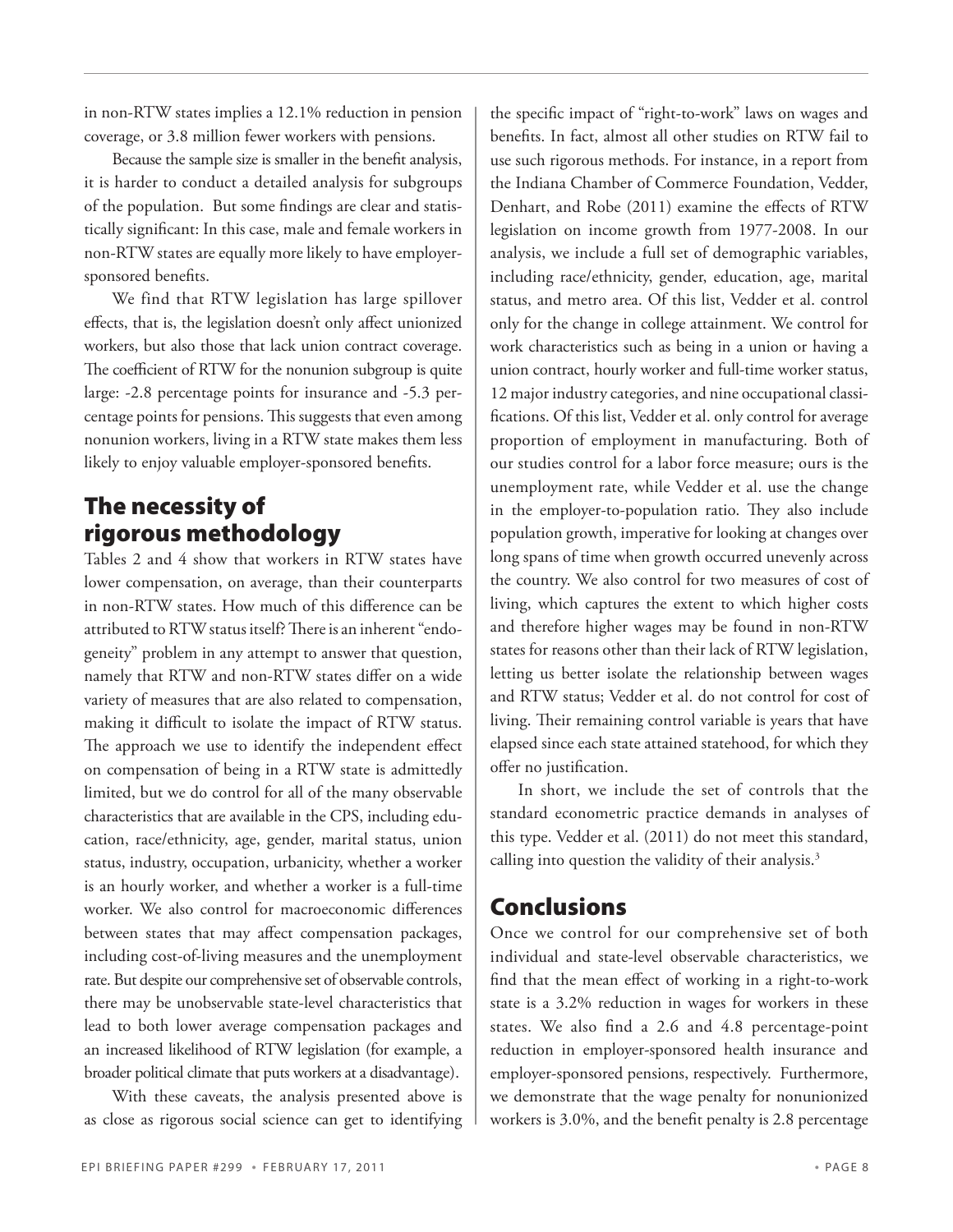in non-RTW states implies a 12.1% reduction in pension coverage, or 3.8 million fewer workers with pensions.

Because the sample size is smaller in the benefit analysis, it is harder to conduct a detailed analysis for subgroups of the population. But some findings are clear and statistically significant: In this case, male and female workers in non-RTW states are equally more likely to have employer-sponsored benefits.

We find that RTW legislation has large spillover effects, that is, the legislation doesn't only affect unionized workers, but also those that lack union contract coverage. The coefficient of RTW for the nonunion subgroup is quite large: -2.8 percentage points for insurance and -5.3 percentage points for pensions. This suggests that even among nonunion workers, living in a RTW state makes them less likely to enjoy valuable employer-sponsored benefits.

## The necessity of rigorous methodology

Tables 2 and 4 show that workers in RTW states have lower compensation, on average, than their counterparts in non-RTW states. How much of this difference can be attributed to RTW status itself? There is an inherent "endogeneity" problem in any attempt to answer that question, namely that RTW and non-RTW states differ on a wide variety of measures that are also related to compensation, making it difficult to isolate the impact of RTW status. The approach we use to identify the independent effect on compensation of being in a RTW state is admittedly limited, but we do control for all of the many observable characteristics that are available in the CPS, including education, race/ethnicity, age, gender, marital status, union status, industry, occupation, urbanicity, whether a worker is an hourly worker, and whether a worker is a full-time worker. We also control for macroeconomic differences between states that may affect compensation packages, including cost-of-living measures and the unemployment rate. But despite our comprehensive set of observable controls, there may be unobservable state-level characteristics that lead to both lower average compensation packages and an increased likelihood of RTW legislation (for example, a broader political climate that puts workers at a disadvantage).

With these caveats, the analysis presented above is as close as rigorous social science can get to identifying the specific impact of "right-to-work" laws on wages and benefits. In fact, almost all other studies on RTW fail to use such rigorous methods. For instance, in a report from the Indiana Chamber of Commerce Foundation, Vedder, Denhart, and Robe (2011) examine the effects of RTW legislation on income growth from 1977-2008. In our analysis, we include a full set of demographic variables, including race/ethnicity, gender, education, age, marital status, and metro area. Of this list, Vedder et al. control only for the change in college attainment. We control for work characteristics such as being in a union or having a union contract, hourly worker and full-time worker status, 12 major industry categories, and nine occupational classifications. Of this list, Vedder et al. only control for average proportion of employment in manufacturing. Both of our studies control for a labor force measure; ours is the unemployment rate, while Vedder et al. use the change in the employer-to-population ratio. They also include population growth, imperative for looking at changes over long spans of time when growth occurred unevenly across the country. We also control for two measures of cost of living, which captures the extent to which higher costs and therefore higher wages may be found in non-RTW states for reasons other than their lack of RTW legislation, letting us better isolate the relationship between wages and RTW status; Vedder et al. do not control for cost of living. Their remaining control variable is years that have elapsed since each state attained statehood, for which they offer no justification.

In short, we include the set of controls that the standard econometric practice demands in analyses of this type. Vedder et al. (2011) do not meet this standard, calling into question the validity of their analysis.[3]

## Conclusions

Once we control for our comprehensive set of both individual and state-level observable characteristics, we find that the mean effect of working in a right-to-work state is a 3.2% reduction in wages for workers in these states. We also find a 2.6 and 4.8 percentage-point reduction in employer-sponsored health insurance and employer-sponsored pensions, respectively. Furthermore, we demonstrate that the wage penalty for nonunionized workers is 3.0%, and the benefit penalty is 2.8 percentage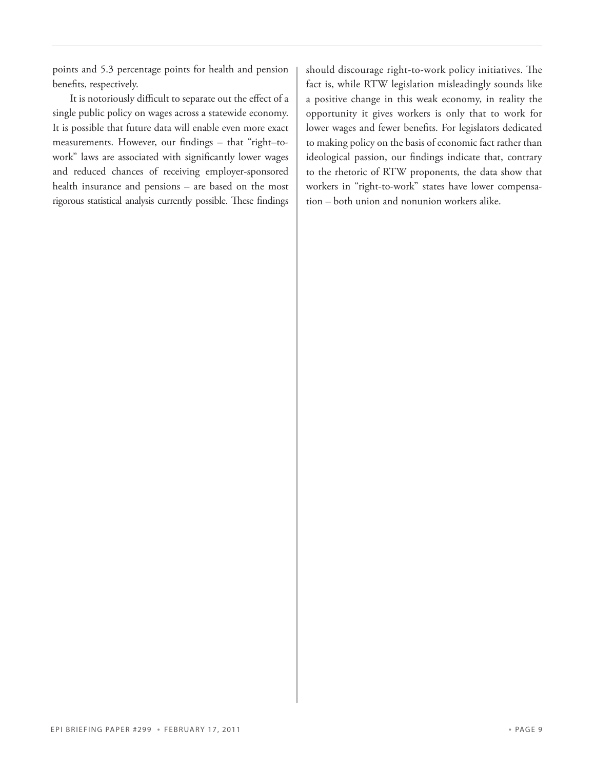points and 5.3 percentage points for health and pension benefits, respectively.

It is notoriously difficult to separate out the effect of a single public policy on wages across a statewide economy. It is possible that future data will enable even more exact measurements. However, our findings – that "right–to-work" laws are associated with significantly lower wages and reduced chances of receiving employer-sponsored health insurance and pensions – are based on the most rigorous statistical analysis currently possible. These findings should discourage right-to-work policy initiatives. The fact is, while RTW legislation misleadingly sounds like a positive change in this weak economy, in reality the opportunity it gives workers is only that to work for lower wages and fewer benefits. For legislators dedicated to making policy on the basis of economic fact rather than ideological passion, our findings indicate that, contrary to the rhetoric of RTW proponents, the data show that workers in "right-to-work" states have lower compensation – both union and nonunion workers alike.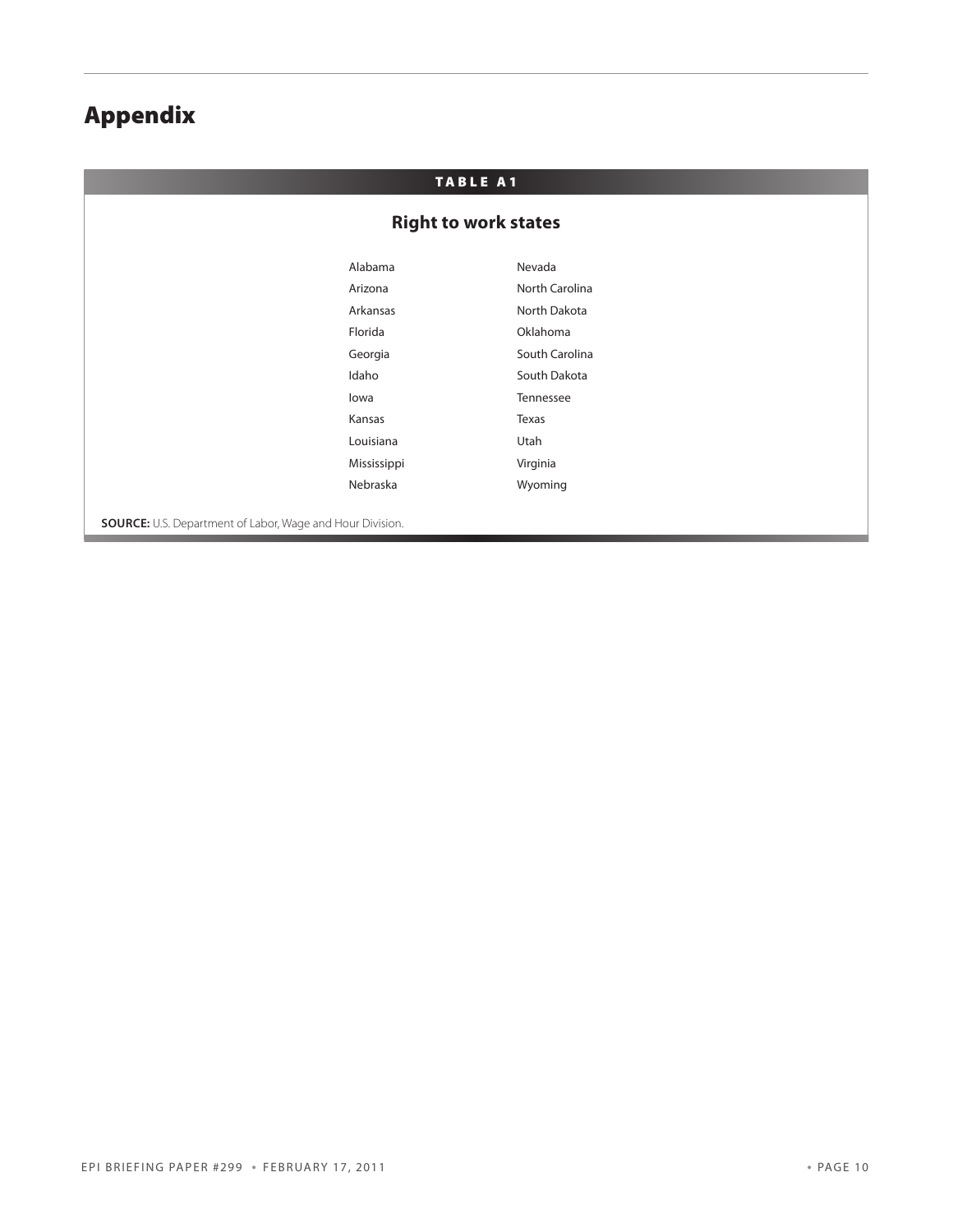# Appendix

**TABLE A1**

**Right to work states**

| | |
|---|---|
| Alabama | Nevada |
| Arizona | North Carolina |
| Arkansas | North Dakota |
| Florida | Oklahoma |
| Georgia | South Carolina |
| Idaho | South Dakota |
| Iowa | Tennessee |
| Kansas | Texas |
| Louisiana | Utah |
| Mississippi | Virginia |
| Nebraska | Wyoming |

**SOURCE:** U.S. Department of Labor, Wage and Hour Division.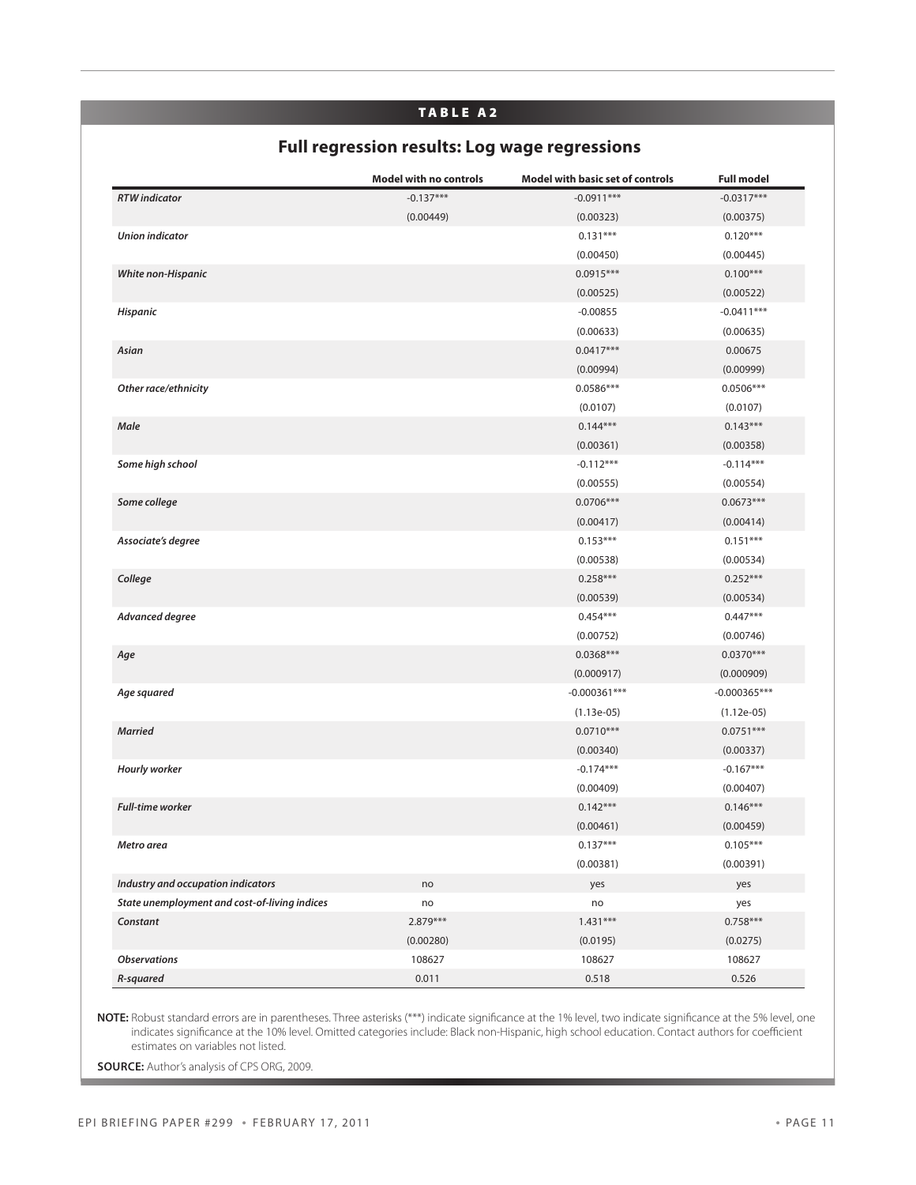**TABLE A2**

## Full regression results: Log wage regressions

| | Model with no controls | Model with basic set of controls | Full model |
|---|---|---|---|
| *RTW indicator* | -0.137*** | -0.0911*** | -0.0317*** |
| | (0.00449) | (0.00323) | (0.00375) |
| *Union indicator* | | 0.131*** | 0.120*** |
| | | (0.00450) | (0.00445) |
| *White non-Hispanic* | | 0.0915*** | 0.100*** |
| | | (0.00525) | (0.00522) |
| *Hispanic* | | -0.00855 | -0.0411*** |
| | | (0.00633) | (0.00635) |
| *Asian* | | 0.0417*** | 0.00675 |
| | | (0.00994) | (0.00999) |
| *Other race/ethnicity* | | 0.0586*** | 0.0506*** |
| | | (0.0107) | (0.0107) |
| *Male* | | 0.144*** | 0.143*** |
| | | (0.00361) | (0.00358) |
| *Some high school* | | -0.112*** | -0.114*** |
| | | (0.00555) | (0.00554) |
| *Some college* | | 0.0706*** | 0.0673*** |
| | | (0.00417) | (0.00414) |
| *Associate's degree* | | 0.153*** | 0.151*** |
| | | (0.00538) | (0.00534) |
| *College* | | 0.258*** | 0.252*** |
| | | (0.00539) | (0.00534) |
| *Advanced degree* | | 0.454*** | 0.447*** |
| | | (0.00752) | (0.00746) |
| *Age* | | 0.0368*** | 0.0370*** |
| | | (0.000917) | (0.000909) |
| *Age squared* | | -0.000361*** | -0.000365*** |
| | | (1.13e-05) | (1.12e-05) |
| *Married* | | 0.0710*** | 0.0751*** |
| | | (0.00340) | (0.00337) |
| *Hourly worker* | | -0.174*** | -0.167*** |
| | | (0.00409) | (0.00407) |
| *Full-time worker* | | 0.142*** | 0.146*** |
| | | (0.00461) | (0.00459) |
| *Metro area* | | 0.137*** | 0.105*** |
| | | (0.00381) | (0.00391) |
| *Industry and occupation indicators* | no | yes | yes |
| *State unemployment and cost-of-living indices* | no | no | yes |
| *Constant* | 2.879*** | 1.431*** | 0.758*** |
| | (0.00280) | (0.0195) | (0.0275) |
| *Observations* | 108627 | 108627 | 108627 |
| *R-squared* | 0.011 | 0.518 | 0.526 |

**NOTE:** Robust standard errors are in parentheses. Three asterisks (***) indicate significance at the 1% level, two indicate significance at the 5% level, one indicates significance at the 10% level. Omitted categories include: Black non-Hispanic, high school education. Contact authors for coefficient estimates on variables not listed.

**SOURCE:** Author's analysis of CPS ORG, 2009.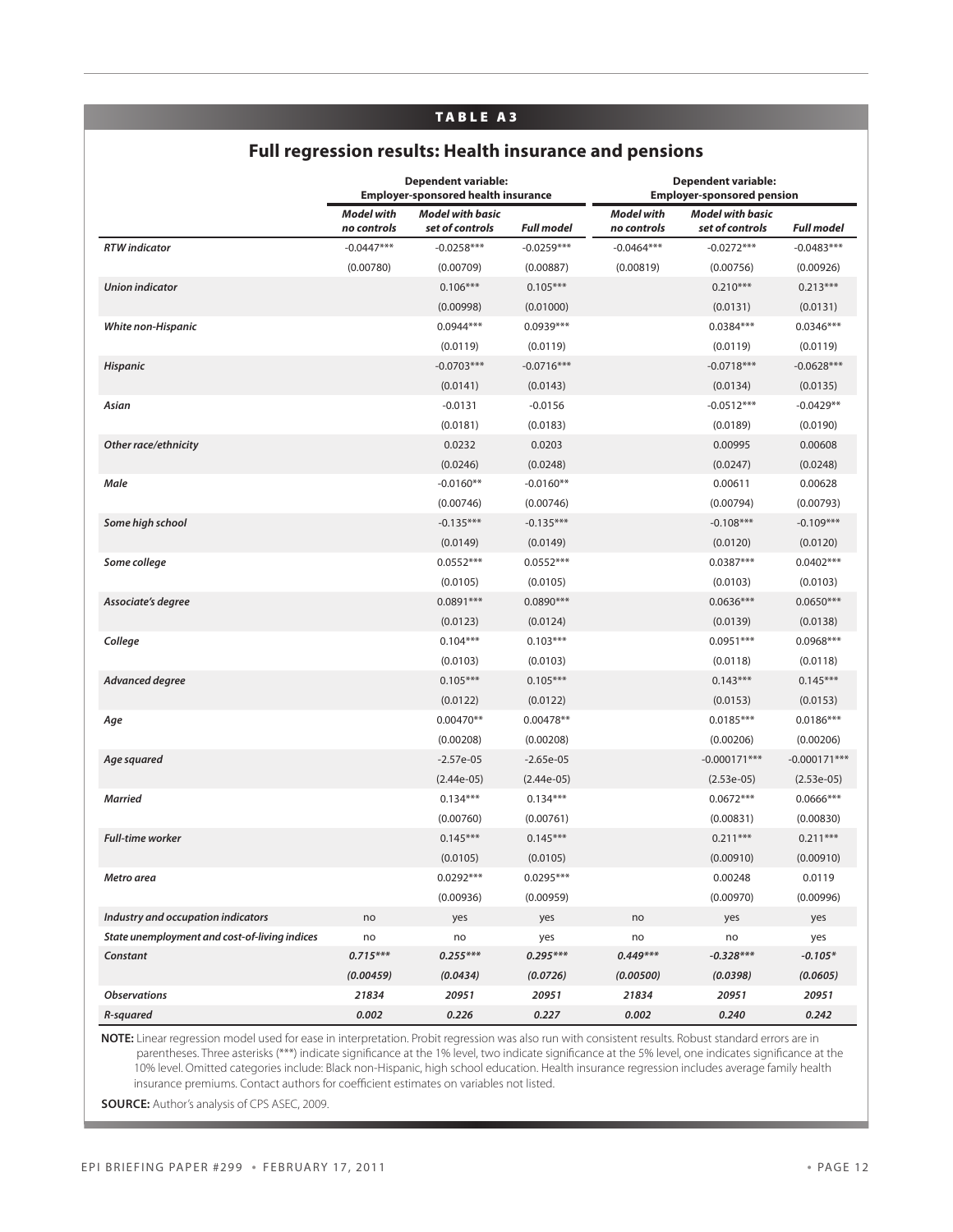## TABLE A3

### Full regression results: Health insurance and pensions

| | Dependent variable: Employer-sponsored health insurance | | | Dependent variable: Employer-sponsored pension | | |
|---|---|---|---|---|---|---|
| | *Model with no controls* | *Model with basic set of controls* | *Full model* | *Model with no controls* | *Model with basic set of controls* | *Full model* |
| ***RTW indicator*** | -0.0447*** | -0.0258*** | -0.0259*** | -0.0464*** | -0.0272*** | -0.0483*** |
| | (0.00780) | (0.00709) | (0.00887) | (0.00819) | (0.00756) | (0.00926) |
| ***Union indicator*** | | 0.106*** | 0.105*** | | 0.210*** | 0.213*** |
| | | (0.00998) | (0.01000) | | (0.0131) | (0.0131) |
| ***White non-Hispanic*** | | 0.0944*** | 0.0939*** | | 0.0384*** | 0.0346*** |
| | | (0.0119) | (0.0119) | | (0.0119) | (0.0119) |
| ***Hispanic*** | | -0.0703*** | -0.0716*** | | -0.0718*** | -0.0628*** |
| | | (0.0141) | (0.0143) | | (0.0134) | (0.0135) |
| ***Asian*** | | -0.0131 | -0.0156 | | -0.0512*** | -0.0429** |
| | | (0.0181) | (0.0183) | | (0.0189) | (0.0190) |
| ***Other race/ethnicity*** | | 0.0232 | 0.0203 | | 0.00995 | 0.00608 |
| | | (0.0246) | (0.0248) | | (0.0247) | (0.0248) |
| ***Male*** | | -0.0160** | -0.0160** | | 0.00611 | 0.00628 |
| | | (0.00746) | (0.00746) | | (0.00794) | (0.00793) |
| ***Some high school*** | | -0.135*** | -0.135*** | | -0.108*** | -0.109*** |
| | | (0.0149) | (0.0149) | | (0.0120) | (0.0120) |
| ***Some college*** | | 0.0552*** | 0.0552*** | | 0.0387*** | 0.0402*** |
| | | (0.0105) | (0.0105) | | (0.0103) | (0.0103) |
| ***Associate's degree*** | | 0.0891*** | 0.0890*** | | 0.0636*** | 0.0650*** |
| | | (0.0123) | (0.0124) | | (0.0139) | (0.0138) |
| ***College*** | | 0.104*** | 0.103*** | | 0.0951*** | 0.0968*** |
| | | (0.0103) | (0.0103) | | (0.0118) | (0.0118) |
| ***Advanced degree*** | | 0.105*** | 0.105*** | | 0.143*** | 0.145*** |
| | | (0.0122) | (0.0122) | | (0.0153) | (0.0153) |
| ***Age*** | | 0.00470** | 0.00478** | | 0.0185*** | 0.0186*** |
| | | (0.00208) | (0.00208) | | (0.00206) | (0.00206) |
| ***Age squared*** | | -2.57e-05 | -2.65e-05 | | -0.000171*** | -0.000171*** |
| | | (2.44e-05) | (2.44e-05) | | (2.53e-05) | (2.53e-05) |
| ***Married*** | | 0.134*** | 0.134*** | | 0.0672*** | 0.0666*** |
| | | (0.00760) | (0.00761) | | (0.00831) | (0.00830) |
| ***Full-time worker*** | | 0.145*** | 0.145*** | | 0.211*** | 0.211*** |
| | | (0.0105) | (0.0105) | | (0.00910) | (0.00910) |
| ***Metro area*** | | 0.0292*** | 0.0295*** | | 0.00248 | 0.0119 |
| | | (0.00936) | (0.00959) | | (0.00970) | (0.00996) |
| ***Industry and occupation indicators*** | no | yes | yes | no | yes | yes |
| ***State unemployment and cost-of-living indices*** | no | no | yes | no | no | yes |
| ***Constant*** | ***0.715**** | ***0.255**** | ***0.295**** | ***0.449**** | ***-0.328**** | ***-0.105** |
| | ***(0.00459)*** | ***(0.0434)*** | ***(0.0726)*** | ***(0.00500)*** | ***(0.0398)*** | ***(0.0605)*** |
| ***Observations*** | ***21834*** | ***20951*** | ***20951*** | ***21834*** | ***20951*** | ***20951*** |
| ***R-squared*** | ***0.002*** | ***0.226*** | ***0.227*** | ***0.002*** | ***0.240*** | ***0.242*** |

**NOTE:** Linear regression model used for ease in interpretation. Probit regression was also run with consistent results. Robust standard errors are in parentheses. Three asterisks (***) indicate significance at the 1% level, two indicate significance at the 5% level, one indicates significance at the 10% level. Omitted categories include: Black non-Hispanic, high school education. Health insurance regression includes average family health insurance premiums. Contact authors for coefficient estimates on variables not listed.

**SOURCE:** Author's analysis of CPS ASEC, 2009.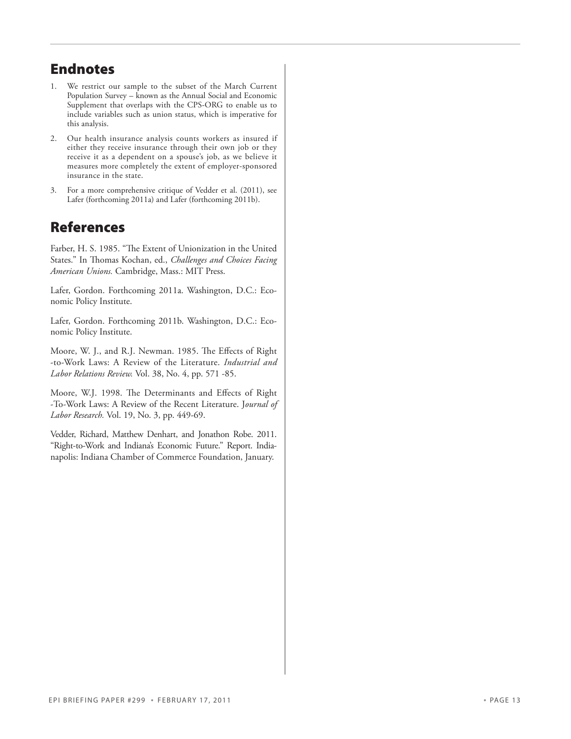## Endnotes

1. We restrict our sample to the subset of the March Current Population Survey – known as the Annual Social and Economic Supplement that overlaps with the CPS-ORG to enable us to include variables such as union status, which is imperative for this analysis.
2. Our health insurance analysis counts workers as insured if either they receive insurance through their own job or they receive it as a dependent on a spouse's job, as we believe it measures more completely the extent of employer-sponsored insurance in the state.
3. For a more comprehensive critique of Vedder et al. (2011), see Lafer (forthcoming 2011a) and Lafer (forthcoming 2011b).

## References

Farber, H. S. 1985. "The Extent of Unionization in the United States." In Thomas Kochan, ed., *Challenges and Choices Facing American Unions.* Cambridge, Mass.: MIT Press.

Lafer, Gordon. Forthcoming 2011a. Washington, D.C.: Economic Policy Institute.

Lafer, Gordon. Forthcoming 2011b. Washington, D.C.: Economic Policy Institute.

Moore, W. J., and R.J. Newman. 1985. The Effects of Right -to-Work Laws: A Review of the Literature. *Industrial and Labor Relations Review.* Vol. 38, No. 4, pp. 571 -85.

Moore, W.J. 1998. The Determinants and Effects of Right -To-Work Laws: A Review of the Recent Literature. J*ournal of Labor Research.* Vol. 19, No. 3, pp. 449-69.

Vedder, Richard, Matthew Denhart, and Jonathon Robe. 2011. "Right-to-Work and Indiana's Economic Future." Report. Indianapolis: Indiana Chamber of Commerce Foundation, January.